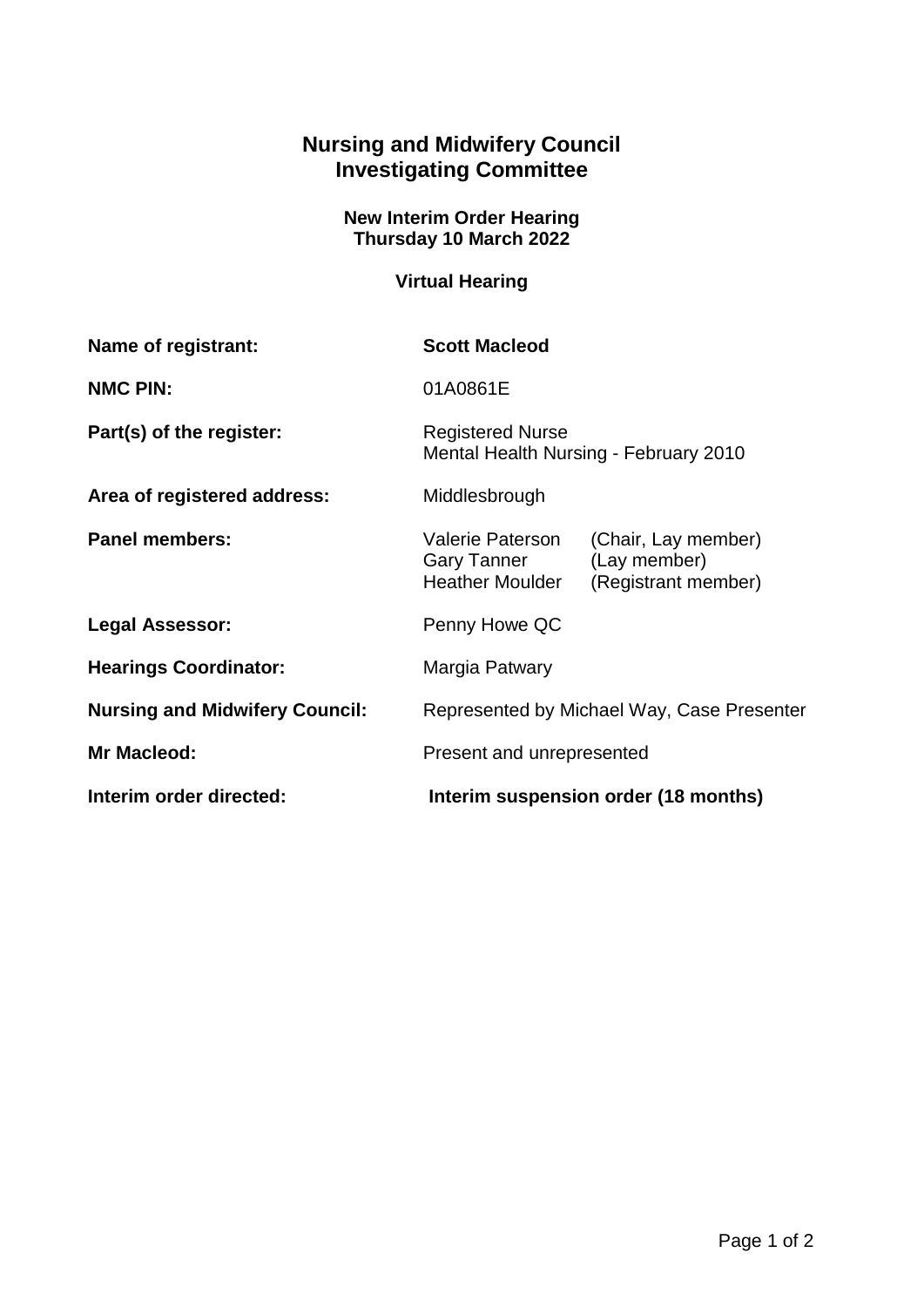# Nursing and Midwifery Council
# Investigating Committee

**New Interim Order Hearing**
**Thursday 10 March 2022**

**Virtual Hearing**

| | |
|---|---|
| **Name of registrant:** | **Scott Macleod** |
| **NMC PIN:** | 01A0861E |
| **Part(s) of the register:** | Registered Nurse<br>Mental Health Nursing - February 2010 |
| **Area of registered address:** | Middlesbrough |
| **Panel members:** | Valerie Paterson (Chair, Lay member)<br>Gary Tanner (Lay member)<br>Heather Moulder (Registrant member) |
| **Legal Assessor:** | Penny Howe QC |
| **Hearings Coordinator:** | Margia Patwary |
| **Nursing and Midwifery Council:** | Represented by Michael Way, Case Presenter |
| **Mr Macleod:** | Present and unrepresented |
| **Interim order directed:** | **Interim suspension order (18 months)** |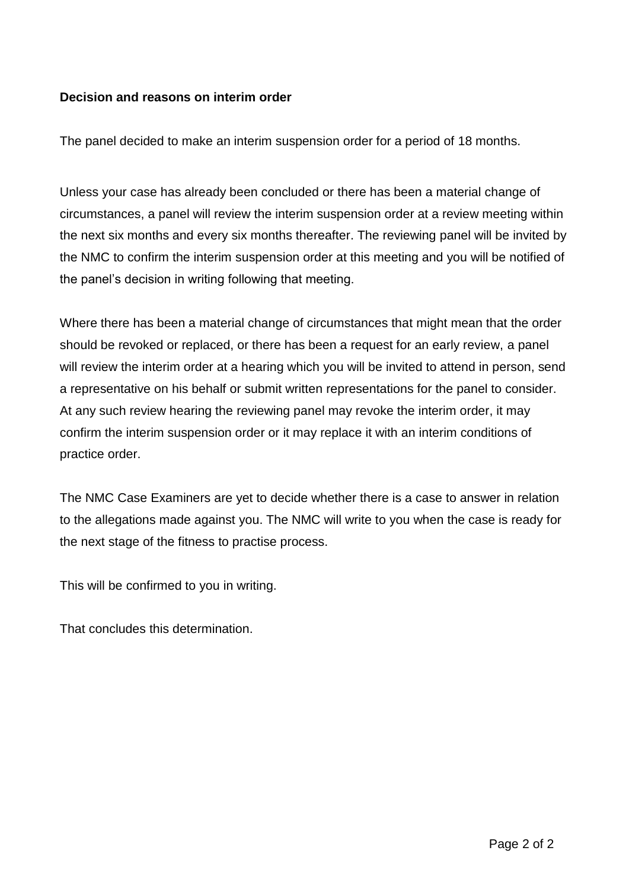**Decision and reasons on interim order**

The panel decided to make an interim suspension order for a period of 18 months.

Unless your case has already been concluded or there has been a material change of circumstances, a panel will review the interim suspension order at a review meeting within the next six months and every six months thereafter. The reviewing panel will be invited by the NMC to confirm the interim suspension order at this meeting and you will be notified of the panel's decision in writing following that meeting.

Where there has been a material change of circumstances that might mean that the order should be revoked or replaced, or there has been a request for an early review, a panel will review the interim order at a hearing which you will be invited to attend in person, send a representative on his behalf or submit written representations for the panel to consider. At any such review hearing the reviewing panel may revoke the interim order, it may confirm the interim suspension order or it may replace it with an interim conditions of practice order.

The NMC Case Examiners are yet to decide whether there is a case to answer in relation to the allegations made against you. The NMC will write to you when the case is ready for the next stage of the fitness to practise process.

This will be confirmed to you in writing.

That concludes this determination.